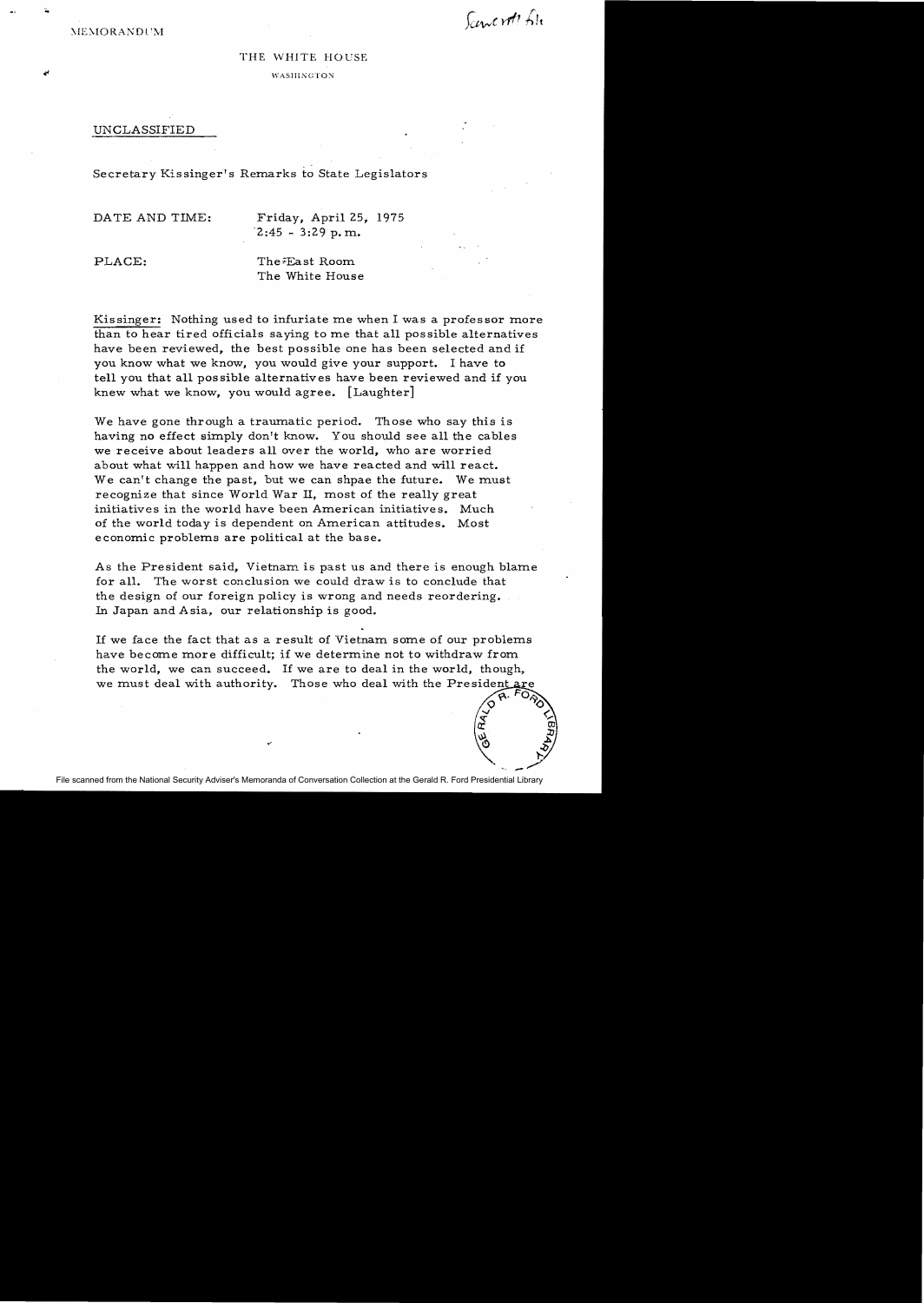MEMORANDUM

Scowcroft file

THE WHITE HOUSE

WASHINGTON

UNCLASSIFIED

Secretary Kissinger's Remarks to State Legislators

DATE AND TIME: Friday, April 25, 1975
2:45 - 3:29 p.m.

PLACE: The East Room
The White House

Kissinger: Nothing used to infuriate me when I was a professor more than to hear tired officials saying to me that all possible alternatives have been reviewed, the best possible one has been selected and if you know what we know, you would give your support. I have to tell you that all possible alternatives have been reviewed and if you knew what we know, you would agree. [Laughter]

We have gone through a traumatic period. Those who say this is having no effect simply don't know. You should see all the cables we receive about leaders all over the world, who are worried about what will happen and how we have reacted and will react. We can't change the past, but we can shpae the future. We must recognize that since World War II, most of the really great initiatives in the world have been American initiatives. Much of the world today is dependent on American attitudes. Most economic problems are political at the base.

As the President said, Vietnam is past us and there is enough blame for all. The worst conclusion we could draw is to conclude that the design of our foreign policy is wrong and needs reordering. In Japan and Asia, our relationship is good.

If we face the fact that as a result of Vietnam some of our problems have become more difficult; if we determine not to withdraw from the world, we can succeed. If we are to deal in the world, though, we must deal with authority. Those who deal with the President are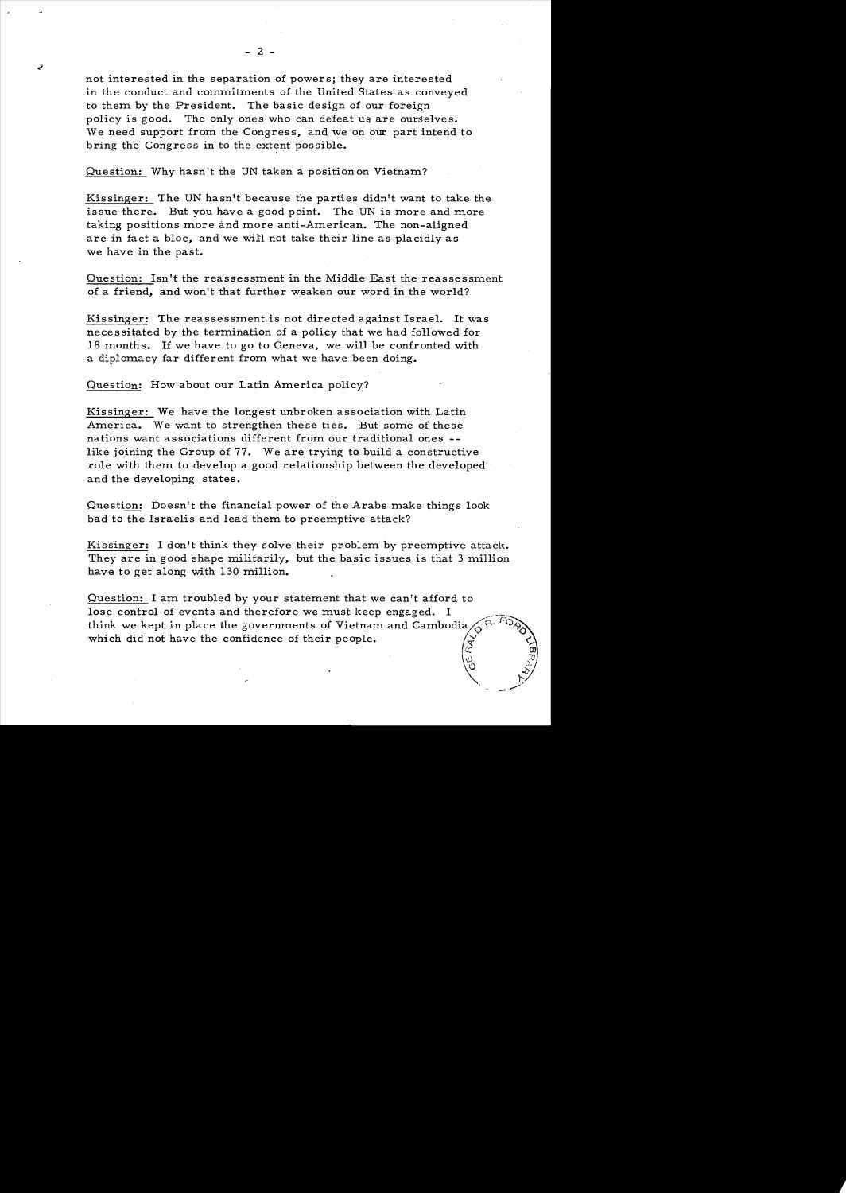not interested in the separation of powers; they are interested in the conduct and commitments of the United States as conveyed to them by the President. The basic design of our foreign policy is good. The only ones who can defeat us are ourselves. We need support from the Congress, and we on our part intend to bring the Congress in to the extent possible.

Question: Why hasn't the UN taken a position on Vietnam?

Kissinger: The UN hasn't because the parties didn't want to take the issue there. But you have a good point. The UN is more and more taking positions more and more anti-American. The non-aligned are in fact a bloc, and we will not take their line as placidly as we have in the past.

Question: Isn't the reassessment in the Middle East the reassessment of a friend, and won't that further weaken our word in the world?

Kissinger: The reassessment is not directed against Israel. It was necessitated by the termination of a policy that we had followed for 18 months. If we have to go to Geneva, we will be confronted with a diplomacy far different from what we have been doing.

Question: How about our Latin America policy?

Kissinger: We have the longest unbroken association with Latin America. We want to strengthen these ties. But some of these nations want associations different from our traditional ones -- like joining the Group of 77. We are trying to build a constructive role with them to develop a good relationship between the developed and the developing states.

Question: Doesn't the financial power of the Arabs make things look bad to the Israelis and lead them to preemptive attack?

Kissinger: I don't think they solve their problem by preemptive attack. They are in good shape militarily, but the basic issues is that 3 million have to get along with 130 million.

Question: I am troubled by your statement that we can't afford to lose control of events and therefore we must keep engaged. I think we kept in place the governments of Vietnam and Cambodia which did not have the confidence of their people.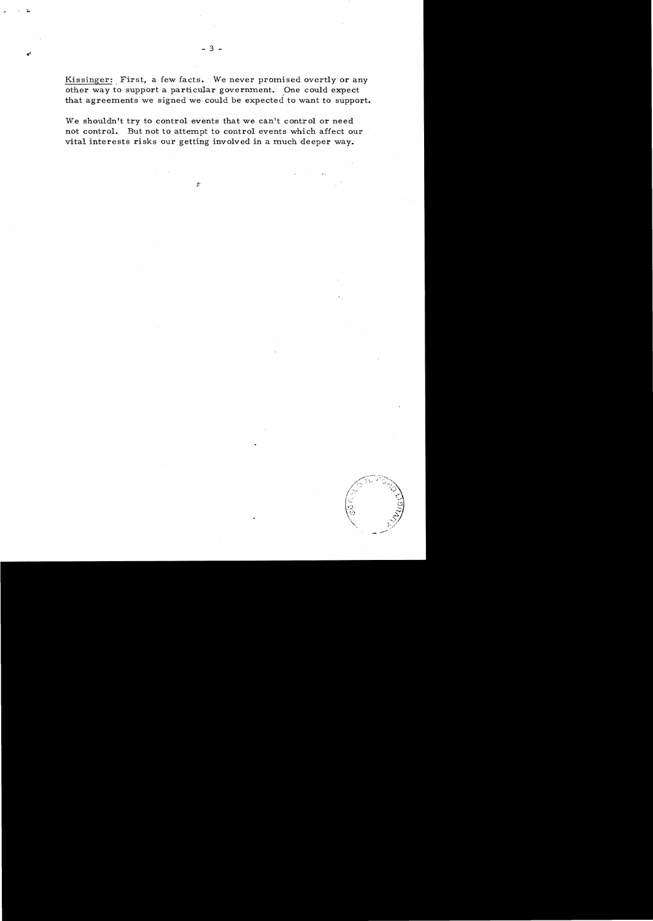<u>Kissinger:</u> First, a few facts. We never promised overtly or any other way to support a particular government. One could expect that agreements we signed we could be expected to want to support.

We shouldn't try to control events that we can't control or need not control. But not to attempt to control events which affect our vital interests risks our getting involved in a much deeper way.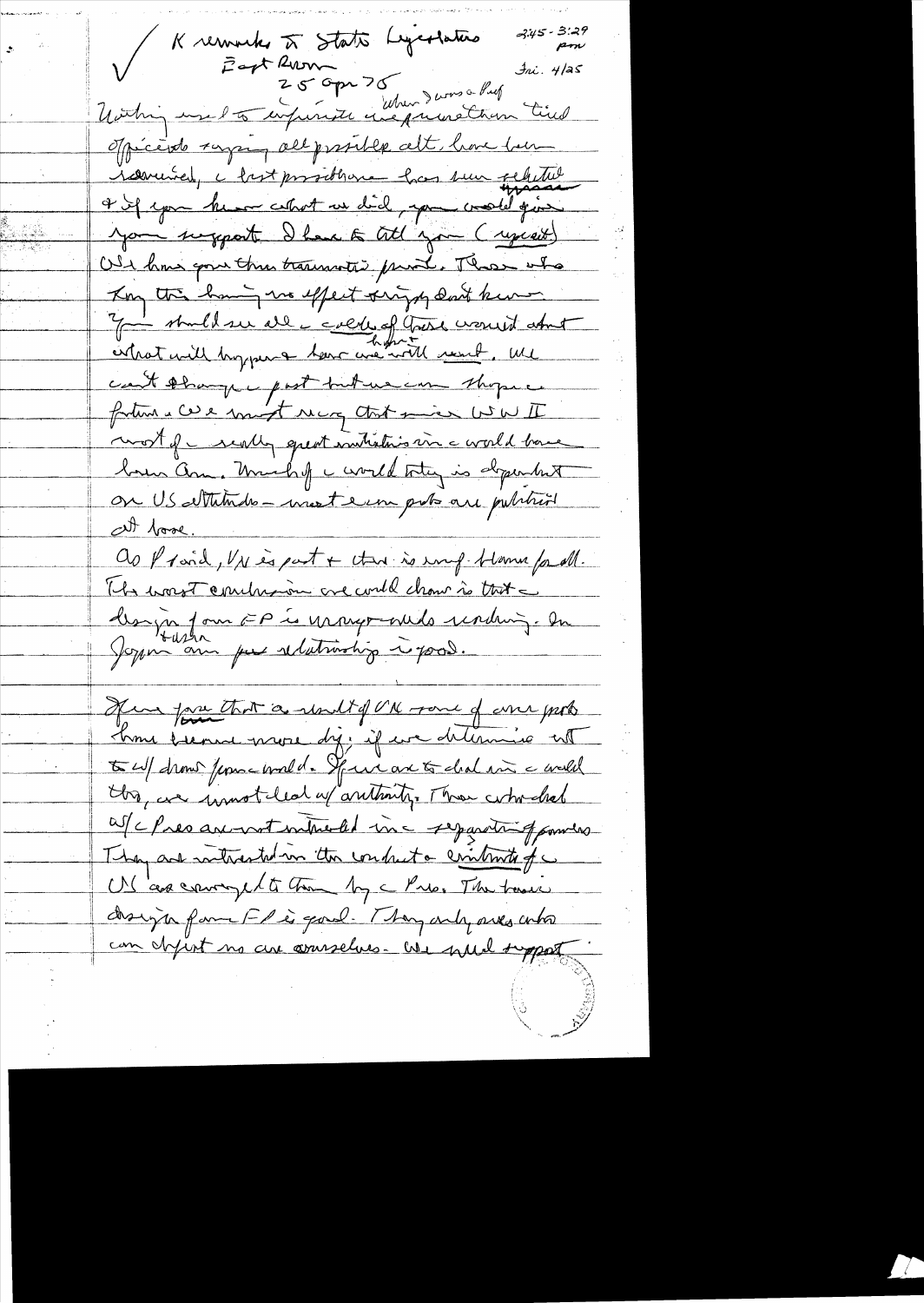✓ K remarks to State Legislators — 2:45-3:29 pm
East Room
25 Apr 75 — Fri. 4/25

Nothing need to inform the impression that tired [when I was a Prof] officials saying all possible alt. have been reviewed, c best position has been selected & if you knew what we did, you would give your support. I have to tell you (repeat)

We have gone thru traumatic period. Those who say this having no effect simply don't know. You should see all c cables of those worried about what will happen & how we will react. We can't change c past but we can shape c future. We must recog. that since WW II most of c really great initiatives in c world have been Am. Much of c world today is dependent on US attitudes — most even posts are political at base.

As Pres said, VN is past & there is imp. blame for all. The worst conclusion we could draw is that c design of our FP is wrong — needs revising. In Japan [Tusha] our relationship is good.

If we pose that a result of VN some of our probs have become more dif. if we determine not to w/draw from c world. If we are to deal in c world this, we must deal w/ authority. Those who deal w/ c Pres are not interested in c separation of powers. They are interested in the conduct & continuity of c US as conveyed to them by c Pres. The basic design of our FP is good. They only ones who can defeat us are ourselves. We need support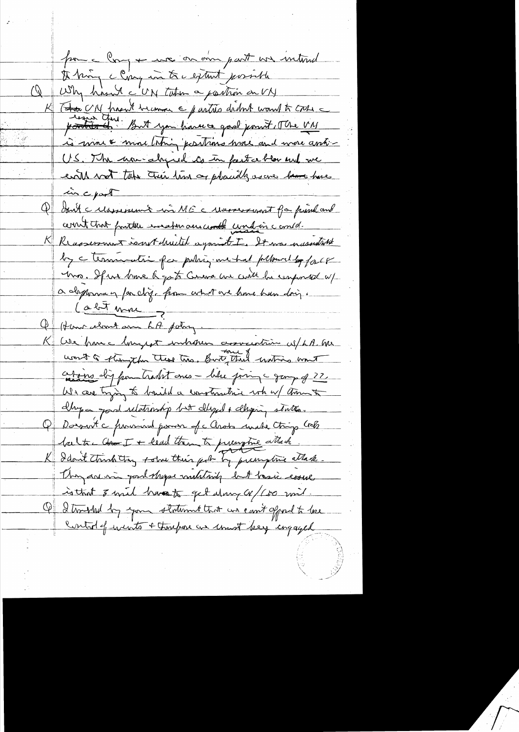fm c Cong + we on our part we intend to bring c Cong in to c extent possible

Q Why hasn't c UN taken a position on VN

K ~~The~~ UN hasn't become c parties didn't want to take ~~parties to~~ ~~issue there~~. But you have a good point. The UN is more & more taking positions more and more anti-US. The non-aligned are in fact a bloc and we will not take this lying or placidly as we have in c past

Q Isn't c reassessment in ME c reassessment for Israel and wouldn't that further weaken our credit world in c world.

K Reassessment is not directed against I. It was necessitated by c termination of a policy we had followed for 18 mos. If we have to go to Geneva we will be confronted w/ a diplomacy for which, from what we have been doing.

(a bit more ?)

Q How about our LA policy.

K We have c longest unbroken association w/ LA. We want to strengthen these ties. But some of their actions won't appear dif from Third ones — like joining c group of 77. We are trying to build a constructive rel w/ them to develop good relationship but develop & developing states.

Q Doesn't c financial power of c Arabs make things look better for I + lead them to preemptive attack.

K I don't think they solve their prob by preemptive attack. They are in good shape militarily but basic issue is that 3 mil have to get along w/ 150 mil.

Q I troubled by your statement that we can't afford to lose control of events + therefore we must keep engaged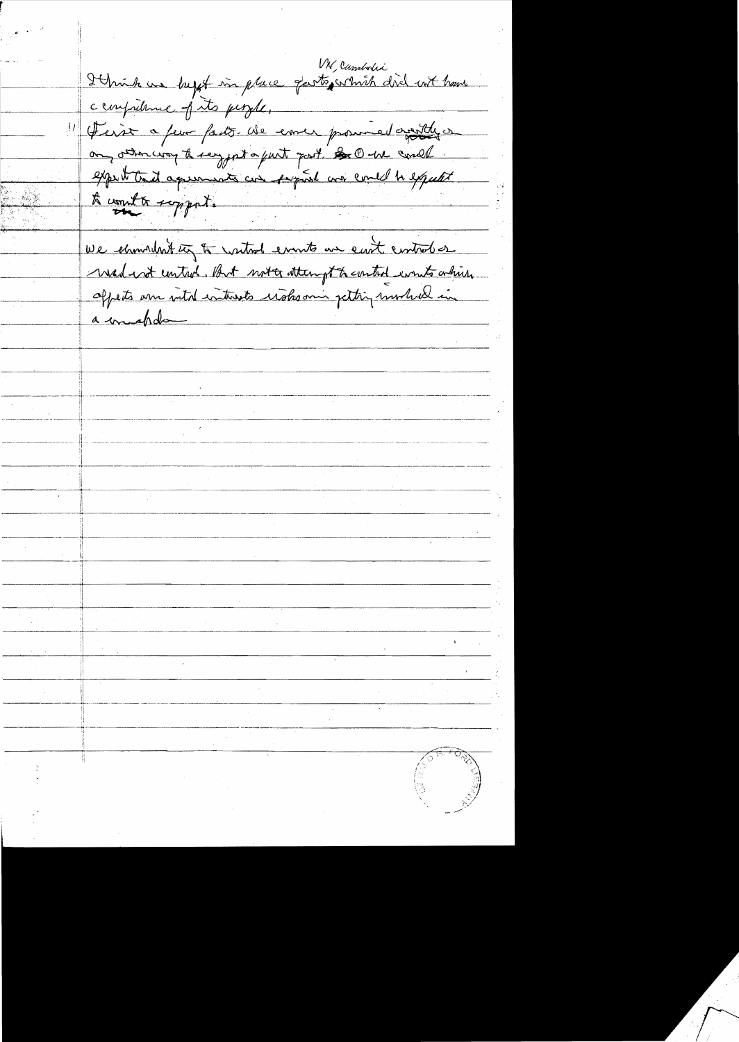VN, Cambodia

I think we kept in place govts, which did not have confidence of its people.

First a few facts. We never promised anything or any other way to support a govt govt. ① We could expect that agreements we signed we could be expected to commit to support.

We shouldn't try to control events we can't control or need not control. But not to attempt to control events which affects our vital interests is also wrong getting involved in a crusade